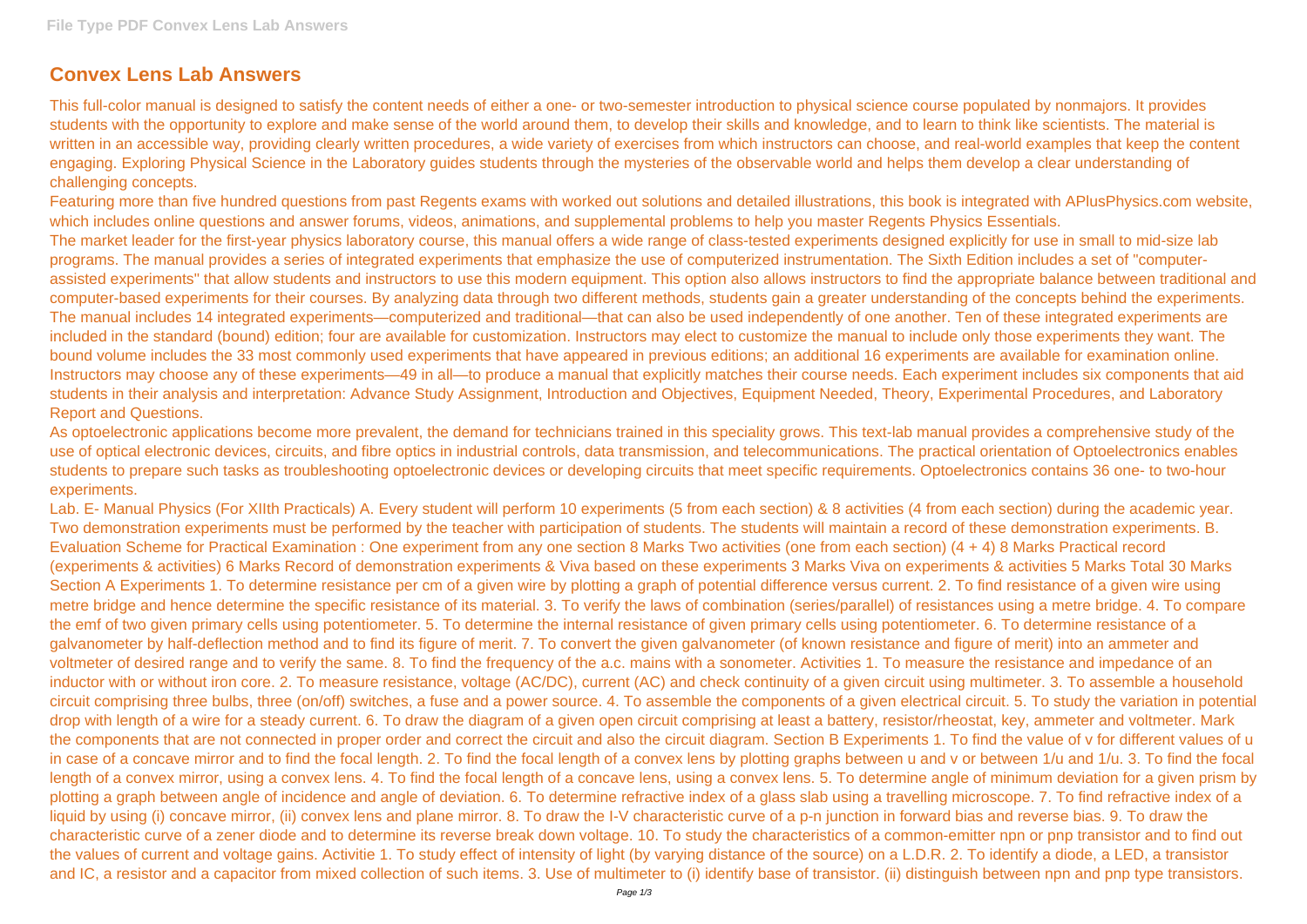# Convex Lens Lab Answers

This full-color manual is designed to satisfy the content needs of either a one- or two-semester introduction to physical science course populated by nonmajors. It provides students with the opportunity to explore and make sense of the world around them, to develop their skills and knowledge, and to learn to think like scientists. The material is written in an accessible way, providing clearly written procedures, a wide variety of exercises from which instructors can choose, and real-world examples that keep the content engaging. Exploring Physical Science in the Laboratory guides students through the mysteries of the observable world and helps them develop a clear understanding of challenging concepts.

Featuring more than five hundred questions from past Regents exams with worked out solutions and detailed illustrations, this book is integrated with APlusPhysics.com website, which includes online questions and answer forums, videos, animations, and supplemental problems to help you master Regents Physics Essentials.

The market leader for the first-year physics laboratory course, this manual offers a wide range of class-tested experiments designed explicitly for use in small to mid-size lab programs. The manual provides a series of integrated experiments that emphasize the use of computerized instrumentation. The Sixth Edition includes a set of "computer-assisted experiments" that allow students and instructors to use this modern equipment. This option also allows instructors to find the appropriate balance between traditional and computer-based experiments for their courses. By analyzing data through two different methods, students gain a greater understanding of the concepts behind the experiments. The manual includes 14 integrated experiments—computerized and traditional—that can also be used independently of one another. Ten of these integrated experiments are included in the standard (bound) edition; four are available for customization. Instructors may elect to customize the manual to include only those experiments they want. The bound volume includes the 33 most commonly used experiments that have appeared in previous editions; an additional 16 experiments are available for examination online. Instructors may choose any of these experiments—49 in all—to produce a manual that explicitly matches their course needs. Each experiment includes six components that aid students in their analysis and interpretation: Advance Study Assignment, Introduction and Objectives, Equipment Needed, Theory, Experimental Procedures, and Laboratory Report and Questions.

As optoelectronic applications become more prevalent, the demand for technicians trained in this speciality grows. This text-lab manual provides a comprehensive study of the use of optical electronic devices, circuits, and fibre optics in industrial controls, data transmission, and telecommunications. The practical orientation of Optoelectronics enables students to prepare such tasks as troubleshooting optoelectronic devices or developing circuits that meet specific requirements. Optoelectronics contains 36 one- to two-hour experiments.

Lab. E- Manual Physics (For XIIth Practicals) A. Every student will perform 10 experiments (5 from each section) & 8 activities (4 from each section) during the academic year. Two demonstration experiments must be performed by the teacher with participation of students. The students will maintain a record of these demonstration experiments. B. Evaluation Scheme for Practical Examination : One experiment from any one section 8 Marks Two activities (one from each section) (4 + 4) 8 Marks Practical record (experiments & activities) 6 Marks Record of demonstration experiments & Viva based on these experiments 3 Marks Viva on experiments & activities 5 Marks Total 30 Marks Section A Experiments 1. To determine resistance per cm of a given wire by plotting a graph of potential difference versus current. 2. To find resistance of a given wire using metre bridge and hence determine the specific resistance of its material. 3. To verify the laws of combination (series/parallel) of resistances using a metre bridge. 4. To compare the emf of two given primary cells using potentiometer. 5. To determine the internal resistance of given primary cells using potentiometer. 6. To determine resistance of a galvanometer by half-deflection method and to find its figure of merit. 7. To convert the given galvanometer (of known resistance and figure of merit) into an ammeter and voltmeter of desired range and to verify the same. 8. To find the frequency of the a.c. mains with a sonometer. Activities 1. To measure the resistance and impedance of an inductor with or without iron core. 2. To measure resistance, voltage (AC/DC), current (AC) and check continuity of a given circuit using multimeter. 3. To assemble a household circuit comprising three bulbs, three (on/off) switches, a fuse and a power source. 4. To assemble the components of a given electrical circuit. 5. To study the variation in potential drop with length of a wire for a steady current. 6. To draw the diagram of a given open circuit comprising at least a battery, resistor/rheostat, key, ammeter and voltmeter. Mark the components that are not connected in proper order and correct the circuit and also the circuit diagram. Section B Experiments 1. To find the value of v for different values of u in case of a concave mirror and to find the focal length. 2. To find the focal length of a convex lens by plotting graphs between u and v or between 1/u and 1/u. 3. To find the focal length of a convex mirror, using a convex lens. 4. To find the focal length of a concave lens, using a convex lens. 5. To determine angle of minimum deviation for a given prism by plotting a graph between angle of incidence and angle of deviation. 6. To determine refractive index of a glass slab using a travelling microscope. 7. To find refractive index of a liquid by using (i) concave mirror, (ii) convex lens and plane mirror. 8. To draw the I-V characteristic curve of a p-n junction in forward bias and reverse bias. 9. To draw the characteristic curve of a zener diode and to determine its reverse break down voltage. 10. To study the characteristics of a common-emitter npn or pnp transistor and to find out the values of current and voltage gains. Activitie 1. To study effect of intensity of light (by varying distance of the source) on a L.D.R. 2. To identify a diode, a LED, a transistor and IC, a resistor and a capacitor from mixed collection of such items. 3. Use of multimeter to (i) identify base of transistor. (ii) distinguish between npn and pnp type transistors.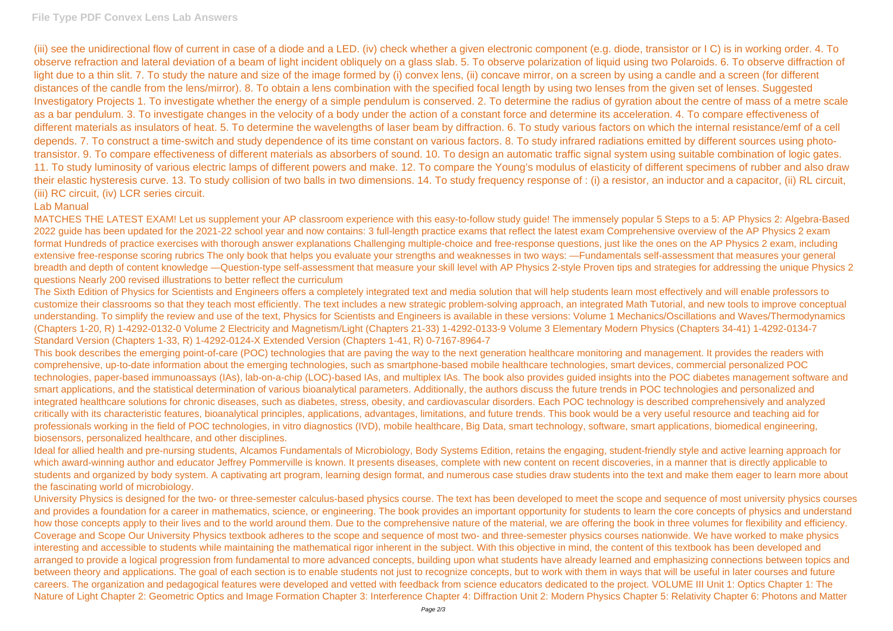(iii) see the unidirectional flow of current in case of a diode and a LED. (iv) check whether a given electronic component (e.g. diode, transistor or I C) is in working order. 4. To observe refraction and lateral deviation of a beam of light incident obliquely on a glass slab. 5. To observe polarization of liquid using two Polaroids. 6. To observe diffraction of light due to a thin slit. 7. To study the nature and size of the image formed by (i) convex lens, (ii) concave mirror, on a screen by using a candle and a screen (for different distances of the candle from the lens/mirror). 8. To obtain a lens combination with the specified focal length by using two lenses from the given set of lenses. Suggested Investigatory Projects 1. To investigate whether the energy of a simple pendulum is conserved. 2. To determine the radius of gyration about the centre of mass of a metre scale as a bar pendulum. 3. To investigate changes in the velocity of a body under the action of a constant force and determine its acceleration. 4. To compare effectiveness of different materials as insulators of heat. 5. To determine the wavelengths of laser beam by diffraction. 6. To study various factors on which the internal resistance/emf of a cell depends. 7. To construct a time-switch and study dependence of its time constant on various factors. 8. To study infrared radiations emitted by different sources using photo-transistor. 9. To compare effectiveness of different materials as absorbers of sound. 10. To design an automatic traffic signal system using suitable combination of logic gates. 11. To study luminosity of various electric lamps of different powers and make. 12. To compare the Young's modulus of elasticity of different specimens of rubber and also draw their elastic hysteresis curve. 13. To study collision of two balls in two dimensions. 14. To study frequency response of : (i) a resistor, an inductor and a capacitor, (ii) RL circuit, (iii) RC circuit, (iv) LCR series circuit.

Lab Manual

MATCHES THE LATEST EXAM! Let us supplement your AP classroom experience with this easy-to-follow study guide! The immensely popular 5 Steps to a 5: AP Physics 2: Algebra-Based 2022 guide has been updated for the 2021-22 school year and now contains: 3 full-length practice exams that reflect the latest exam Comprehensive overview of the AP Physics 2 exam format Hundreds of practice exercises with thorough answer explanations Challenging multiple-choice and free-response questions, just like the ones on the AP Physics 2 exam, including extensive free-response scoring rubrics The only book that helps you evaluate your strengths and weaknesses in two ways: —Fundamentals self-assessment that measures your general breadth and depth of content knowledge —Question-type self-assessment that measure your skill level with AP Physics 2-style Proven tips and strategies for addressing the unique Physics 2 questions Nearly 200 revised illustrations to better reflect the curriculum

The Sixth Edition of Physics for Scientists and Engineers offers a completely integrated text and media solution that will help students learn most effectively and will enable professors to customize their classrooms so that they teach most efficiently. The text includes a new strategic problem-solving approach, an integrated Math Tutorial, and new tools to improve conceptual understanding. To simplify the review and use of the text, Physics for Scientists and Engineers is available in these versions: Volume 1 Mechanics/Oscillations and Waves/Thermodynamics (Chapters 1-20, R) 1-4292-0132-0 Volume 2 Electricity and Magnetism/Light (Chapters 21-33) 1-4292-0133-9 Volume 3 Elementary Modern Physics (Chapters 34-41) 1-4292-0134-7 Standard Version (Chapters 1-33, R) 1-4292-0124-X Extended Version (Chapters 1-41, R) 0-7167-8964-7

This book describes the emerging point-of-care (POC) technologies that are paving the way to the next generation healthcare monitoring and management. It provides the readers with comprehensive, up-to-date information about the emerging technologies, such as smartphone-based mobile healthcare technologies, smart devices, commercial personalized POC technologies, paper-based immunoassays (IAs), lab-on-a-chip (LOC)-based IAs, and multiplex IAs. The book also provides guided insights into the POC diabetes management software and smart applications, and the statistical determination of various bioanalytical parameters. Additionally, the authors discuss the future trends in POC technologies and personalized and integrated healthcare solutions for chronic diseases, such as diabetes, stress, obesity, and cardiovascular disorders. Each POC technology is described comprehensively and analyzed critically with its characteristic features, bioanalytical principles, applications, advantages, limitations, and future trends. This book would be a very useful resource and teaching aid for professionals working in the field of POC technologies, in vitro diagnostics (IVD), mobile healthcare, Big Data, smart technology, software, smart applications, biomedical engineering, biosensors, personalized healthcare, and other disciplines.

Ideal for allied health and pre-nursing students, Alcamos Fundamentals of Microbiology, Body Systems Edition, retains the engaging, student-friendly style and active learning approach for which award-winning author and educator Jeffrey Pommerville is known. It presents diseases, complete with new content on recent discoveries, in a manner that is directly applicable to students and organized by body system. A captivating art program, learning design format, and numerous case studies draw students into the text and make them eager to learn more about the fascinating world of microbiology.

University Physics is designed for the two- or three-semester calculus-based physics course. The text has been developed to meet the scope and sequence of most university physics courses and provides a foundation for a career in mathematics, science, or engineering. The book provides an important opportunity for students to learn the core concepts of physics and understand how those concepts apply to their lives and to the world around them. Due to the comprehensive nature of the material, we are offering the book in three volumes for flexibility and efficiency. Coverage and Scope Our University Physics textbook adheres to the scope and sequence of most two- and three-semester physics courses nationwide. We have worked to make physics interesting and accessible to students while maintaining the mathematical rigor inherent in the subject. With this objective in mind, the content of this textbook has been developed and arranged to provide a logical progression from fundamental to more advanced concepts, building upon what students have already learned and emphasizing connections between topics and between theory and applications. The goal of each section is to enable students not just to recognize concepts, but to work with them in ways that will be useful in later courses and future careers. The organization and pedagogical features were developed and vetted with feedback from science educators dedicated to the project. VOLUME III Unit 1: Optics Chapter 1: The Nature of Light Chapter 2: Geometric Optics and Image Formation Chapter 3: Interference Chapter 4: Diffraction Unit 2: Modern Physics Chapter 5: Relativity Chapter 6: Photons and Matter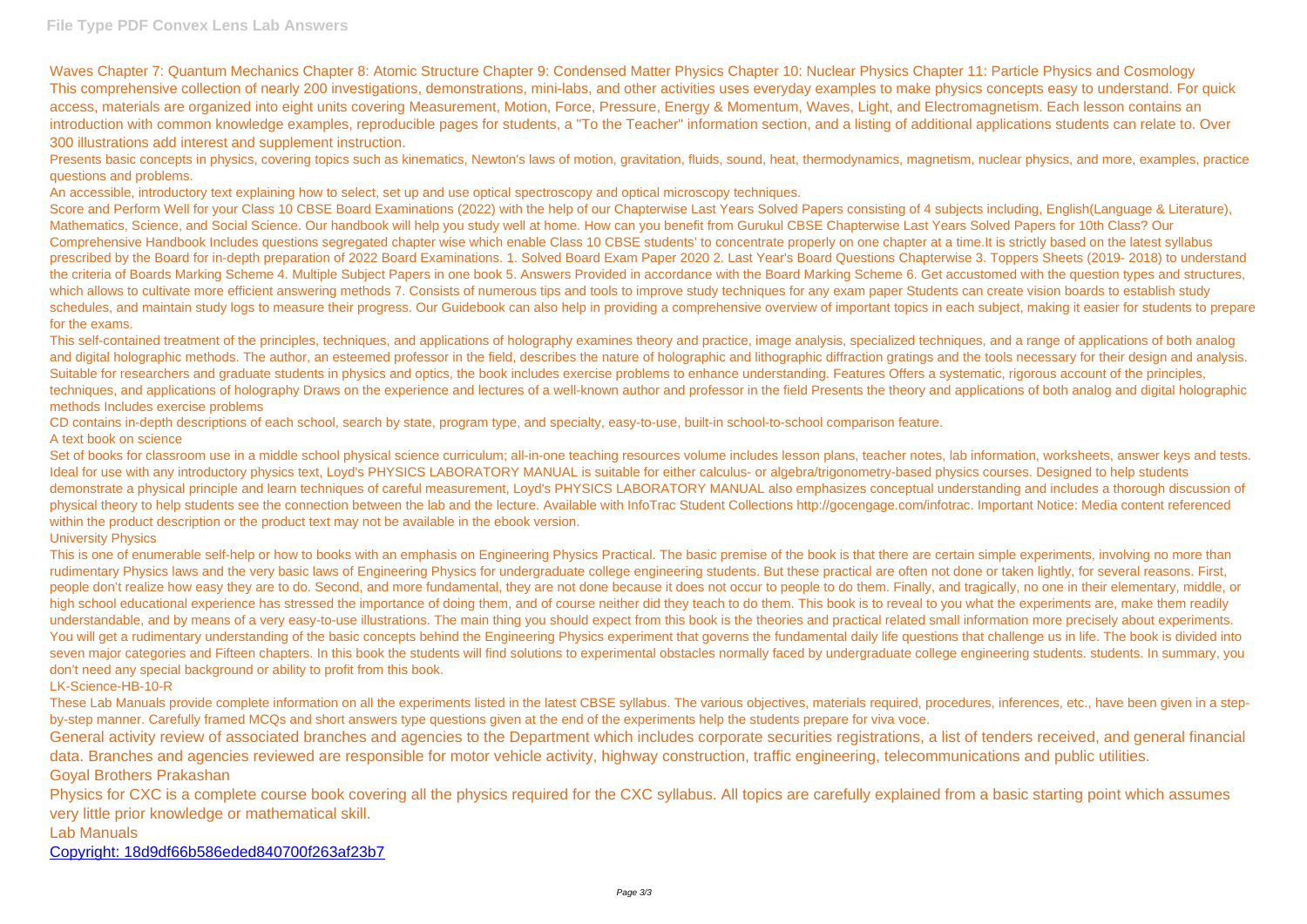Waves Chapter 7: Quantum Mechanics Chapter 8: Atomic Structure Chapter 9: Condensed Matter Physics Chapter 10: Nuclear Physics Chapter 11: Particle Physics and Cosmology
This comprehensive collection of nearly 200 investigations, demonstrations, mini-labs, and other activities uses everyday examples to make physics concepts easy to understand. For quick access, materials are organized into eight units covering Measurement, Motion, Force, Pressure, Energy & Momentum, Waves, Light, and Electromagnetism. Each lesson contains an introduction with common knowledge examples, reproducible pages for students, a "To the Teacher" information section, and a listing of additional applications students can relate to. Over 300 illustrations add interest and supplement instruction.

Presents basic concepts in physics, covering topics such as kinematics, Newton's laws of motion, gravitation, fluids, sound, heat, thermodynamics, magnetism, nuclear physics, and more, examples, practice questions and problems.

An accessible, introductory text explaining how to select, set up and use optical spectroscopy and optical microscopy techniques.

Score and Perform Well for your Class 10 CBSE Board Examinations (2022) with the help of our Chapterwise Last Years Solved Papers consisting of 4 subjects including, English(Language & Literature), Mathematics, Science, and Social Science. Our handbook will help you study well at home. How can you benefit from Gurukul CBSE Chapterwise Last Years Solved Papers for 10th Class? Our Comprehensive Handbook Includes questions segregated chapter wise which enable Class 10 CBSE students' to concentrate properly on one chapter at a time.It is strictly based on the latest syllabus prescribed by the Board for in-depth preparation of 2022 Board Examinations. 1. Solved Board Exam Paper 2020 2. Last Year's Board Questions Chapterwise 3. Toppers Sheets (2019- 2018) to understand the criteria of Boards Marking Scheme 4. Multiple Subject Papers in one book 5. Answers Provided in accordance with the Board Marking Scheme 6. Get accustomed with the question types and structures, which allows to cultivate more efficient answering methods 7. Consists of numerous tips and tools to improve study techniques for any exam paper Students can create vision boards to establish study schedules, and maintain study logs to measure their progress. Our Guidebook can also help in providing a comprehensive overview of important topics in each subject, making it easier for students to prepare for the exams.

This self-contained treatment of the principles, techniques, and applications of holography examines theory and practice, image analysis, specialized techniques, and a range of applications of both analog and digital holographic methods. The author, an esteemed professor in the field, describes the nature of holographic and lithographic diffraction gratings and the tools necessary for their design and analysis. Suitable for researchers and graduate students in physics and optics, the book includes exercise problems to enhance understanding. Features Offers a systematic, rigorous account of the principles, techniques, and applications of holography Draws on the experience and lectures of a well-known author and professor in the field Presents the theory and applications of both analog and digital holographic methods Includes exercise problems

CD contains in-depth descriptions of each school, search by state, program type, and specialty, easy-to-use, built-in school-to-school comparison feature.

A text book on science

Set of books for classroom use in a middle school physical science curriculum; all-in-one teaching resources volume includes lesson plans, teacher notes, lab information, worksheets, answer keys and tests.
Ideal for use with any introductory physics text, Loyd's PHYSICS LABORATORY MANUAL is suitable for either calculus- or algebra/trigonometry-based physics courses. Designed to help students demonstrate a physical principle and learn techniques of careful measurement, Loyd's PHYSICS LABORATORY MANUAL also emphasizes conceptual understanding and includes a thorough discussion of physical theory to help students see the connection between the lab and the lecture. Available with InfoTrac Student Collections http://gocengage.com/infotrac. Important Notice: Media content referenced within the product description or the product text may not be available in the ebook version.

University Physics

This is one of enumerable self-help or how to books with an emphasis on Engineering Physics Practical. The basic premise of the book is that there are certain simple experiments, involving no more than rudimentary Physics laws and the very basic laws of Engineering Physics for undergraduate college engineering students. But these practical are often not done or taken lightly, for several reasons. First, people don't realize how easy they are to do. Second, and more fundamental, they are not done because it does not occur to people to do them. Finally, and tragically, no one in their elementary, middle, or high school educational experience has stressed the importance of doing them, and of course neither did they teach to do them. This book is to reveal to you what the experiments are, make them readily understandable, and by means of a very easy-to-use illustrations. The main thing you should expect from this book is the theories and practical related small information more precisely about experiments. You will get a rudimentary understanding of the basic concepts behind the Engineering Physics experiment that governs the fundamental daily life questions that challenge us in life. The book is divided into seven major categories and Fifteen chapters. In this book the students will find solutions to experimental obstacles normally faced by undergraduate college engineering students. students. In summary, you don't need any special background or ability to profit from this book.

LK-Science-HB-10-R

These Lab Manuals provide complete information on all the experiments listed in the latest CBSE syllabus. The various objectives, materials required, procedures, inferences, etc., have been given in a step-by-step manner. Carefully framed MCQs and short answers type questions given at the end of the experiments help the students prepare for viva voce.

General activity review of associated branches and agencies to the Department which includes corporate securities registrations, a list of tenders received, and general financial data. Branches and agencies reviewed are responsible for motor vehicle activity, highway construction, traffic engineering, telecommunications and public utilities.

Goyal Brothers Prakashan

Physics for CXC is a complete course book covering all the physics required for the CXC syllabus. All topics are carefully explained from a basic starting point which assumes very little prior knowledge or mathematical skill.

Lab Manuals

Copyright: 18d9df66b586eded840700f263af23b7